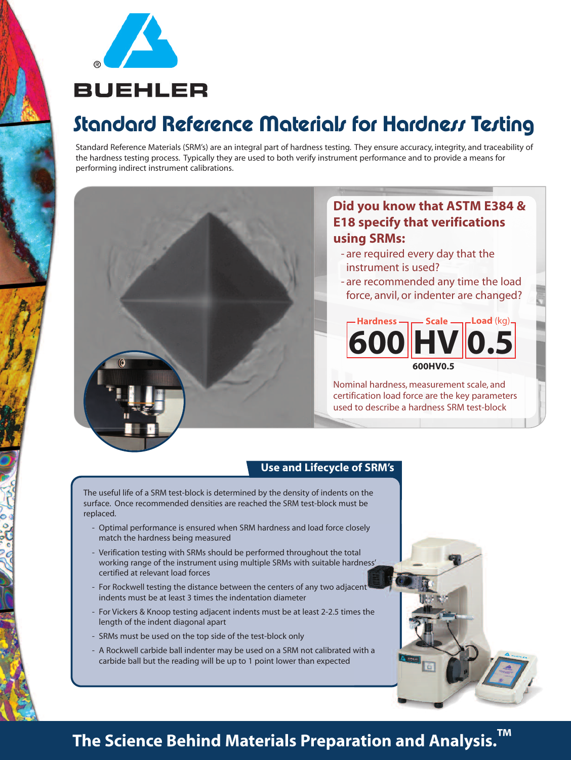BUEHLER

# Standard Reference Materials for Hardness Testing

Standard Reference Materials (SRM's) are an integral part of hardness testing. They ensure accuracy, integrity, and traceability of the hardness testing process. Typically they are used to both verify instrument performance and to provide a means for performing indirect instrument calibrations.

## Did you know that ASTM E384 & E18 specify that verifications using SRMs:

- are required every day that the instrument is used?
- are recommended any time the load force, anvil, or indenter are changed?

| Hardness | Scale | Load (kg) |
|---|---|---|
| 600 | HV | 0.5 |

**600HV0.5**

Nominal hardness, measurement scale, and certification load force are the key parameters used to describe a hardness SRM test-block

## Use and Lifecycle of SRM's

The useful life of a SRM test-block is determined by the density of indents on the surface. Once recommended densities are reached the SRM test-block must be replaced.

- Optimal performance is ensured when SRM hardness and load force closely match the hardness being measured
- Verification testing with SRMs should be performed throughout the total working range of the instrument using multiple SRMs with suitable hardness' certified at relevant load forces
- For Rockwell testing the distance between the centers of any two adjacent indents must be at least 3 times the indentation diameter
- For Vickers & Knoop testing adjacent indents must be at least 2-2.5 times the length of the indent diagonal apart
- SRMs must be used on the top side of the test-block only
- A Rockwell carbide ball indenter may be used on a SRM not calibrated with a carbide ball but the reading will be up to 1 point lower than expected

**The Science Behind Materials Preparation and Analysis.™**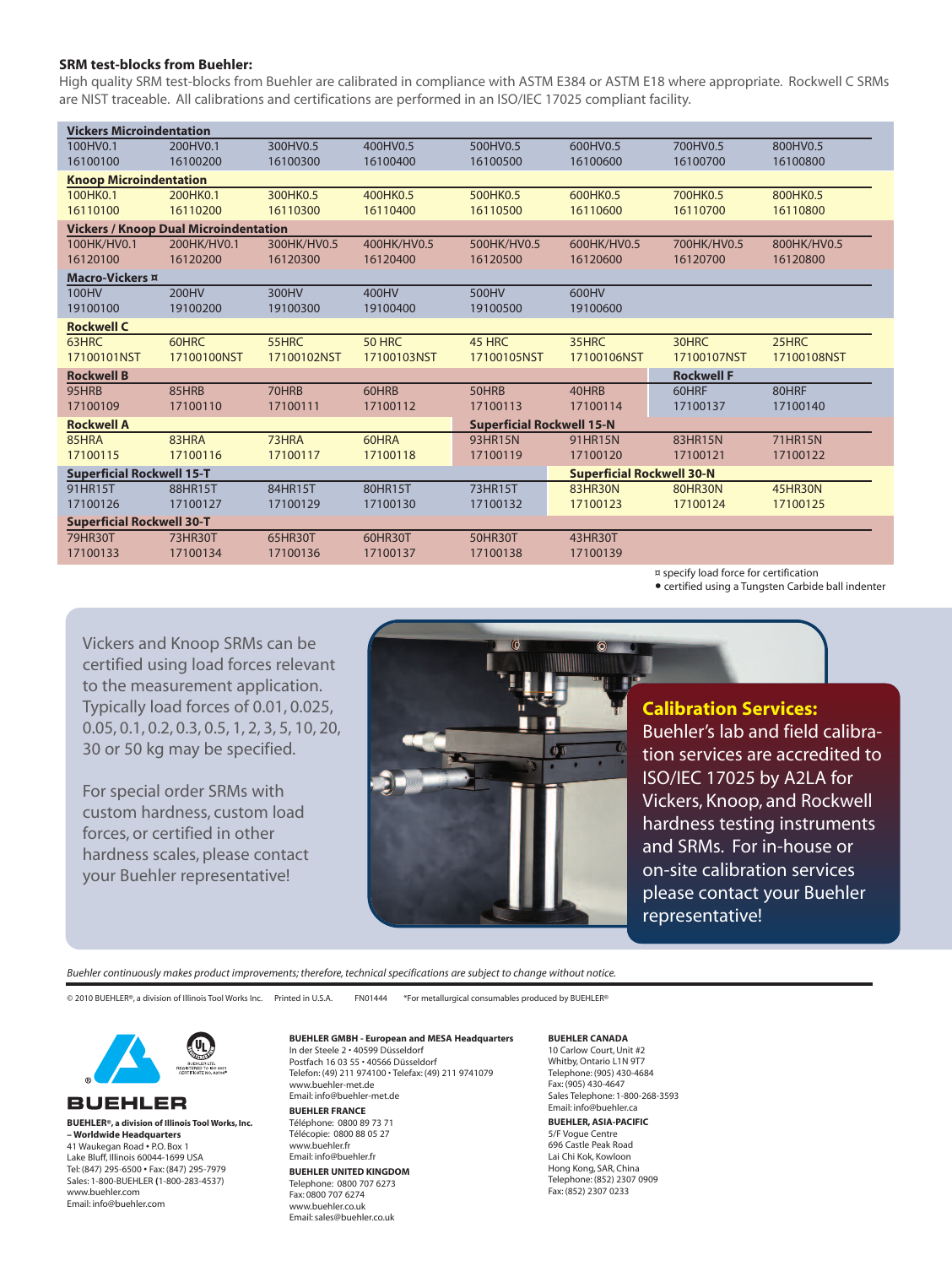**SRM test-blocks from Buehler:**

High quality SRM test-blocks from Buehler are calibrated in compliance with ASTM E384 or ASTM E18 where appropriate. Rockwell C SRMs are NIST traceable. All calibrations and certifications are performed in an ISO/IEC 17025 compliant facility.

| | | | | | | | |
|---|---|---|---|---|---|---|---|
| **Vickers Microindentation** | | | | | | | |
| 100HV0.1 | 200HV0.1 | 300HV0.5 | 400HV0.5 | 500HV0.5 | 600HV0.5 | 700HV0.5 | 800HV0.5 |
| 16100100 | 16100200 | 16100300 | 16100400 | 16100500 | 16100600 | 16100700 | 16100800 |
| **Knoop Microindentation** | | | | | | | |
| 100HK0.1 | 200HK0.1 | 300HK0.5 | 400HK0.5 | 500HK0.5 | 600HK0.5 | 700HK0.5 | 800HK0.5 |
| 16110100 | 16110200 | 16110300 | 16110400 | 16110500 | 16110600 | 16110700 | 16110800 |
| **Vickers / Knoop Dual Microindentation** | | | | | | | |
| 100HK/HV0.1 | 200HK/HV0.1 | 300HK/HV0.5 | 400HK/HV0.5 | 500HK/HV0.5 | 600HK/HV0.5 | 700HK/HV0.5 | 800HK/HV0.5 |
| 16120100 | 16120200 | 16120300 | 16120400 | 16120500 | 16120600 | 16120700 | 16120800 |
| **Macro-Vickers ¤** | | | | | | | |
| 100HV | 200HV | 300HV | 400HV | 500HV | 600HV | | |
| 19100100 | 19100200 | 19100300 | 19100400 | 19100500 | 19100600 | | |
| **Rockwell C** | | | | | | | |
| 63HRC | 60HRC | 55HRC | 50 HRC | 45 HRC | 35HRC | 30HRC | 25HRC |
| 17100101NST | 17100100NST | 17100102NST | 17100103NST | 17100105NST | 17100106NST | 17100107NST | 17100108NST |
| **Rockwell B** | | | | | | **Rockwell F** | |
| 95HRB | 85HRB | 70HRB | 60HRB | 50HRB | 40HRB | 60HRF | 80HRF |
| 17100109 | 17100110 | 17100111 | 17100112 | 17100113 | 17100114 | 17100137 | 17100140 |
| **Rockwell A** | | | | **Superficial Rockwell 15-N** | | | |
| 85HRA | 83HRA | 73HRA | 60HRA | 93HR15N | 91HR15N | 83HR15N | 71HR15N |
| 17100115 | 17100116 | 17100117 | 17100118 | 17100119 | 17100120 | 17100121 | 17100122 |
| **Superficial Rockwell 15-T** | | | | | **Superficial Rockwell 30-N** | | |
| 91HR15T | 88HR15T | 84HR15T | 80HR15T | 73HR15T | 83HR30N | 80HR30N | 45HR30N |
| 17100126 | 17100127 | 17100129 | 17100130 | 17100132 | 17100123 | 17100124 | 17100125 |
| **Superficial Rockwell 30-T** | | | | | | | |
| 79HR30T | 73HR30T | 65HR30T | 60HR30T | 50HR30T | 43HR30T | | |
| 17100133 | 17100134 | 17100136 | 17100137 | 17100138 | 17100139 | | |

¤ specify load force for certification
• certified using a Tungsten Carbide ball indenter

Vickers and Knoop SRMs can be certified using load forces relevant to the measurement application. Typically load forces of 0.01, 0.025, 0.05, 0.1, 0.2, 0.3, 0.5, 1, 2, 3, 5, 10, 20, 30 or 50 kg may be specified.

For special order SRMs with custom hardness, custom load forces, or certified in other hardness scales, please contact your Buehler representative!

**Calibration Services:**
Buehler's lab and field calibration services are accredited to ISO/IEC 17025 by A2LA for Vickers, Knoop, and Rockwell hardness testing instruments and SRMs. For in-house or on-site calibration services please contact your Buehler representative!

*Buehler continuously makes product improvements; therefore, technical specifications are subject to change without notice.*

© 2010 BUEHLER®, a division of Illinois Tool Works Inc. Printed in U.S.A. FN01444 *For metallurgical consumables produced by BUEHLER®

**BUEHLER**

**BUEHLER®, a division of Illinois Tool Works, Inc. – Worldwide Headquarters**
41 Waukegan Road • P.O. Box 1
Lake Bluff, Illinois 60044-1699 USA
Tel: (847) 295-6500 • Fax: (847) 295-7979
Sales: 1-800-BUEHLER (1-800-283-4537)
www.buehler.com
Email: info@buehler.com

**BUEHLER GMBH - European and MESA Headquarters**
In der Steele 2 • 40599 Düsseldorf
Postfach 16 03 55 • 40566 Düsseldorf
Telefon: (49) 211 974100 • Telefax: (49) 211 9741079
www.buehler-met.de
Email: info@buehler-met.de

**BUEHLER FRANCE**
Téléphone: 0800 89 73 71
Télécopie: 0800 88 05 27
www.buehler.fr
Email: info@buehler.fr

**BUEHLER UNITED KINGDOM**
Telephone: 0800 707 6273
Fax: 0800 707 6274
www.buehler.co.uk
Email: sales@buehler.co.uk

**BUEHLER CANADA**
10 Carlow Court, Unit #2
Whitby, Ontario L1N 9T7
Telephone: (905) 430-4684
Fax: (905) 430-4647
Sales Telephone: 1-800-268-3593
Email: info@buehler.ca

**BUEHLER, ASIA-PACIFIC**
5/F Vogue Centre
696 Castle Peak Road
Lai Chi Kok, Kowloon
Hong Kong, SAR, China
Telephone: (852) 2307 0909
Fax: (852) 2307 0233